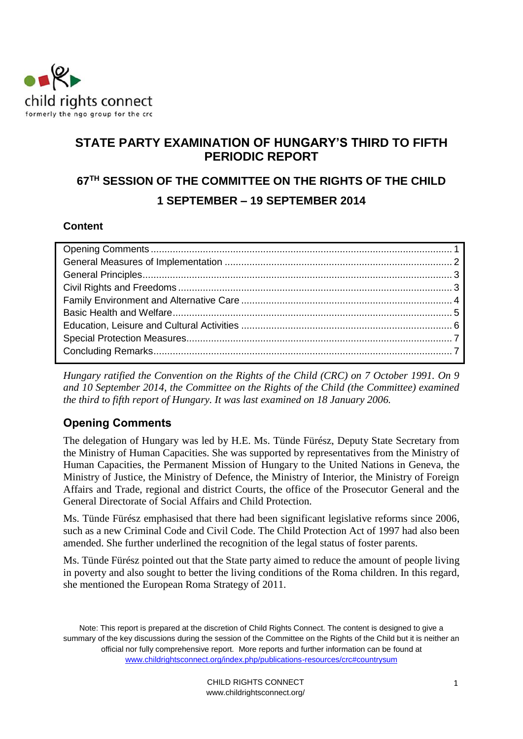child rights connect
formerly the ngo group for the crc

# STATE PARTY EXAMINATION OF HUNGARY'S THIRD TO FIFTH PERIODIC REPORT

## 67TH SESSION OF THE COMMITTEE ON THE RIGHTS OF THE CHILD

## 1 SEPTEMBER – 19 SEPTEMBER 2014

**Content**

| | |
|---|---|
| Opening Comments | 1 |
| General Measures of Implementation | 2 |
| General Principles | 3 |
| Civil Rights and Freedoms | 3 |
| Family Environment and Alternative Care | 4 |
| Basic Health and Welfare | 5 |
| Education, Leisure and Cultural Activities | 6 |
| Special Protection Measures | 7 |
| Concluding Remarks | 7 |

*Hungary ratified the Convention on the Rights of the Child (CRC) on 7 October 1991. On 9 and 10 September 2014, the Committee on the Rights of the Child (the Committee) examined the third to fifth report of Hungary. It was last examined on 18 January 2006.*

## Opening Comments

The delegation of Hungary was led by H.E. Ms. Tünde Fürész, Deputy State Secretary from the Ministry of Human Capacities. She was supported by representatives from the Ministry of Human Capacities, the Permanent Mission of Hungary to the United Nations in Geneva, the Ministry of Justice, the Ministry of Defence, the Ministry of Interior, the Ministry of Foreign Affairs and Trade, regional and district Courts, the office of the Prosecutor General and the General Directorate of Social Affairs and Child Protection.

Ms. Tünde Fürész emphasised that there had been significant legislative reforms since 2006, such as a new Criminal Code and Civil Code. The Child Protection Act of 1997 had also been amended. She further underlined the recognition of the legal status of foster parents.

Ms. Tünde Fürész pointed out that the State party aimed to reduce the amount of people living in poverty and also sought to better the living conditions of the Roma children. In this regard, she mentioned the European Roma Strategy of 2011.

Note: This report is prepared at the discretion of Child Rights Connect. The content is designed to give a summary of the key discussions during the session of the Committee on the Rights of the Child but it is neither an official nor fully comprehensive report. More reports and further information can be found at www.childrightsconnect.org/index.php/publications-resources/crc#countrysum

CHILD RIGHTS CONNECT
www.childrightsconnect.org/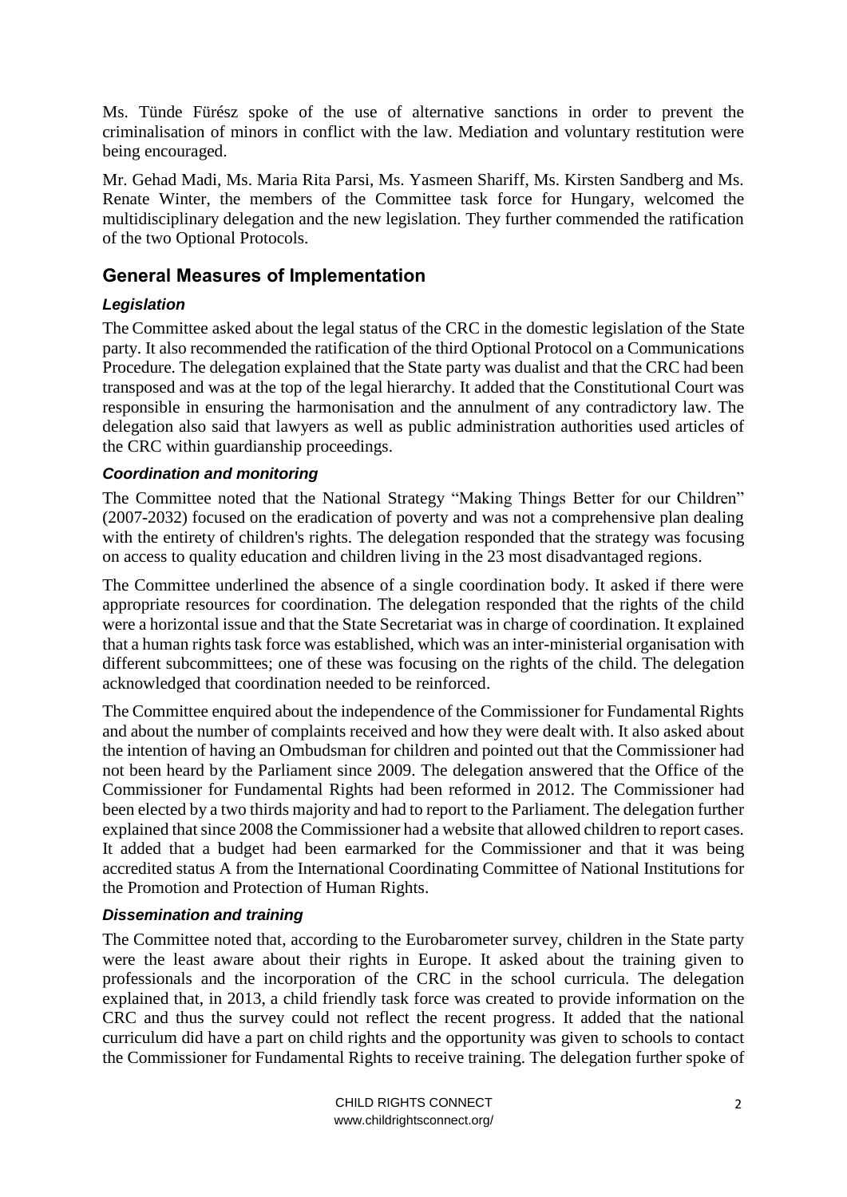Ms. Tünde Fürész spoke of the use of alternative sanctions in order to prevent the criminalisation of minors in conflict with the law. Mediation and voluntary restitution were being encouraged.

Mr. Gehad Madi, Ms. Maria Rita Parsi, Ms. Yasmeen Shariff, Ms. Kirsten Sandberg and Ms. Renate Winter, the members of the Committee task force for Hungary, welcomed the multidisciplinary delegation and the new legislation. They further commended the ratification of the two Optional Protocols.

## General Measures of Implementation

### *Legislation*

The Committee asked about the legal status of the CRC in the domestic legislation of the State party. It also recommended the ratification of the third Optional Protocol on a Communications Procedure. The delegation explained that the State party was dualist and that the CRC had been transposed and was at the top of the legal hierarchy. It added that the Constitutional Court was responsible in ensuring the harmonisation and the annulment of any contradictory law. The delegation also said that lawyers as well as public administration authorities used articles of the CRC within guardianship proceedings.

### *Coordination and monitoring*

The Committee noted that the National Strategy "Making Things Better for our Children" (2007-2032) focused on the eradication of poverty and was not a comprehensive plan dealing with the entirety of children's rights. The delegation responded that the strategy was focusing on access to quality education and children living in the 23 most disadvantaged regions.

The Committee underlined the absence of a single coordination body. It asked if there were appropriate resources for coordination. The delegation responded that the rights of the child were a horizontal issue and that the State Secretariat was in charge of coordination. It explained that a human rights task force was established, which was an inter-ministerial organisation with different subcommittees; one of these was focusing on the rights of the child. The delegation acknowledged that coordination needed to be reinforced.

The Committee enquired about the independence of the Commissioner for Fundamental Rights and about the number of complaints received and how they were dealt with. It also asked about the intention of having an Ombudsman for children and pointed out that the Commissioner had not been heard by the Parliament since 2009. The delegation answered that the Office of the Commissioner for Fundamental Rights had been reformed in 2012. The Commissioner had been elected by a two thirds majority and had to report to the Parliament. The delegation further explained that since 2008 the Commissioner had a website that allowed children to report cases. It added that a budget had been earmarked for the Commissioner and that it was being accredited status A from the International Coordinating Committee of National Institutions for the Promotion and Protection of Human Rights.

### *Dissemination and training*

The Committee noted that, according to the Eurobarometer survey, children in the State party were the least aware about their rights in Europe. It asked about the training given to professionals and the incorporation of the CRC in the school curricula. The delegation explained that, in 2013, a child friendly task force was created to provide information on the CRC and thus the survey could not reflect the recent progress. It added that the national curriculum did have a part on child rights and the opportunity was given to schools to contact the Commissioner for Fundamental Rights to receive training. The delegation further spoke of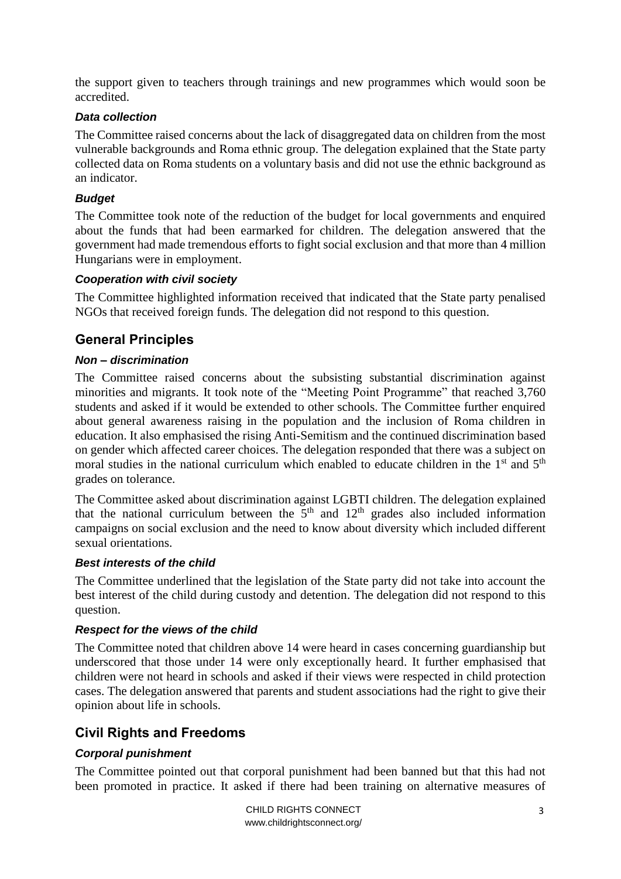the support given to teachers through trainings and new programmes which would soon be accredited.

### *Data collection*

The Committee raised concerns about the lack of disaggregated data on children from the most vulnerable backgrounds and Roma ethnic group. The delegation explained that the State party collected data on Roma students on a voluntary basis and did not use the ethnic background as an indicator.

### *Budget*

The Committee took note of the reduction of the budget for local governments and enquired about the funds that had been earmarked for children. The delegation answered that the government had made tremendous efforts to fight social exclusion and that more than 4 million Hungarians were in employment.

### *Cooperation with civil society*

The Committee highlighted information received that indicated that the State party penalised NGOs that received foreign funds. The delegation did not respond to this question.

## General Principles

### *Non – discrimination*

The Committee raised concerns about the subsisting substantial discrimination against minorities and migrants. It took note of the "Meeting Point Programme" that reached 3,760 students and asked if it would be extended to other schools. The Committee further enquired about general awareness raising in the population and the inclusion of Roma children in education. It also emphasised the rising Anti-Semitism and the continued discrimination based on gender which affected career choices. The delegation responded that there was a subject on moral studies in the national curriculum which enabled to educate children in the 1st and 5th grades on tolerance.

The Committee asked about discrimination against LGBTI children. The delegation explained that the national curriculum between the 5th and 12th grades also included information campaigns on social exclusion and the need to know about diversity which included different sexual orientations.

### *Best interests of the child*

The Committee underlined that the legislation of the State party did not take into account the best interest of the child during custody and detention. The delegation did not respond to this question.

### *Respect for the views of the child*

The Committee noted that children above 14 were heard in cases concerning guardianship but underscored that those under 14 were only exceptionally heard. It further emphasised that children were not heard in schools and asked if their views were respected in child protection cases. The delegation answered that parents and student associations had the right to give their opinion about life in schools.

## Civil Rights and Freedoms

### *Corporal punishment*

The Committee pointed out that corporal punishment had been banned but that this had not been promoted in practice. It asked if there had been training on alternative measures of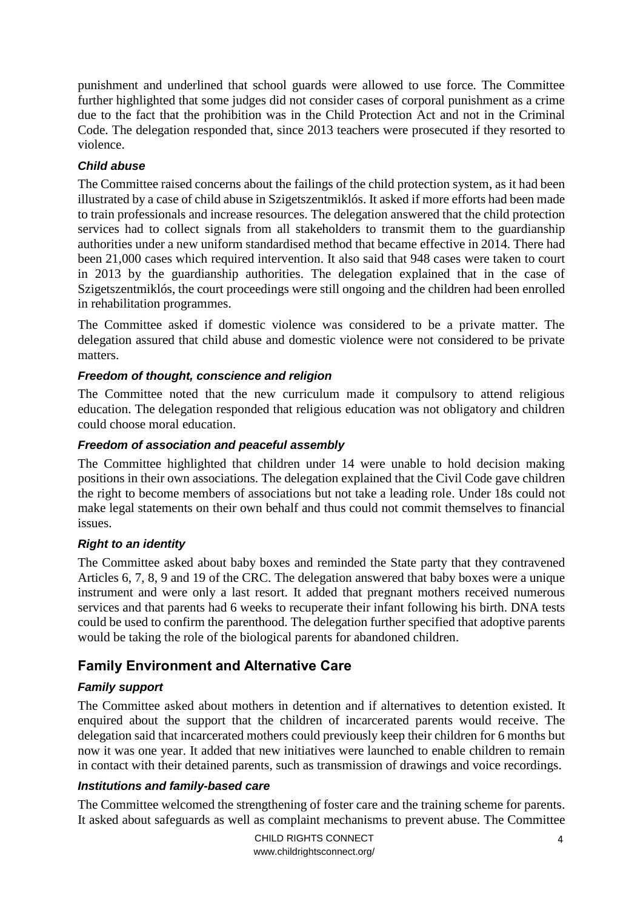punishment and underlined that school guards were allowed to use force. The Committee further highlighted that some judges did not consider cases of corporal punishment as a crime due to the fact that the prohibition was in the Child Protection Act and not in the Criminal Code. The delegation responded that, since 2013 teachers were prosecuted if they resorted to violence.

### *Child abuse*

The Committee raised concerns about the failings of the child protection system, as it had been illustrated by a case of child abuse in Szigetszentmiklós. It asked if more efforts had been made to train professionals and increase resources. The delegation answered that the child protection services had to collect signals from all stakeholders to transmit them to the guardianship authorities under a new uniform standardised method that became effective in 2014. There had been 21,000 cases which required intervention. It also said that 948 cases were taken to court in 2013 by the guardianship authorities. The delegation explained that in the case of Szigetszentmiklós, the court proceedings were still ongoing and the children had been enrolled in rehabilitation programmes.

The Committee asked if domestic violence was considered to be a private matter. The delegation assured that child abuse and domestic violence were not considered to be private matters.

### *Freedom of thought, conscience and religion*

The Committee noted that the new curriculum made it compulsory to attend religious education. The delegation responded that religious education was not obligatory and children could choose moral education.

### *Freedom of association and peaceful assembly*

The Committee highlighted that children under 14 were unable to hold decision making positions in their own associations. The delegation explained that the Civil Code gave children the right to become members of associations but not take a leading role. Under 18s could not make legal statements on their own behalf and thus could not commit themselves to financial issues.

### *Right to an identity*

The Committee asked about baby boxes and reminded the State party that they contravened Articles 6, 7, 8, 9 and 19 of the CRC. The delegation answered that baby boxes were a unique instrument and were only a last resort. It added that pregnant mothers received numerous services and that parents had 6 weeks to recuperate their infant following his birth. DNA tests could be used to confirm the parenthood. The delegation further specified that adoptive parents would be taking the role of the biological parents for abandoned children.

## Family Environment and Alternative Care

### *Family support*

The Committee asked about mothers in detention and if alternatives to detention existed. It enquired about the support that the children of incarcerated parents would receive. The delegation said that incarcerated mothers could previously keep their children for 6 months but now it was one year. It added that new initiatives were launched to enable children to remain in contact with their detained parents, such as transmission of drawings and voice recordings.

### *Institutions and family-based care*

The Committee welcomed the strengthening of foster care and the training scheme for parents. It asked about safeguards as well as complaint mechanisms to prevent abuse. The Committee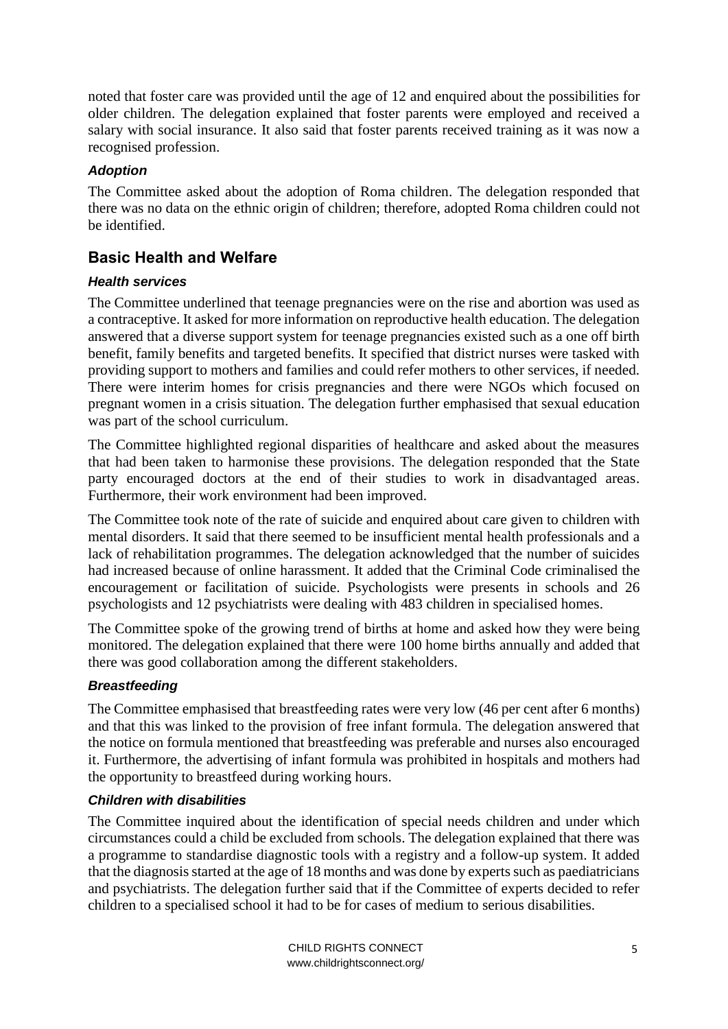noted that foster care was provided until the age of 12 and enquired about the possibilities for older children. The delegation explained that foster parents were employed and received a salary with social insurance. It also said that foster parents received training as it was now a recognised profession.

### *Adoption*

The Committee asked about the adoption of Roma children. The delegation responded that there was no data on the ethnic origin of children; therefore, adopted Roma children could not be identified.

## Basic Health and Welfare

### *Health services*

The Committee underlined that teenage pregnancies were on the rise and abortion was used as a contraceptive. It asked for more information on reproductive health education. The delegation answered that a diverse support system for teenage pregnancies existed such as a one off birth benefit, family benefits and targeted benefits. It specified that district nurses were tasked with providing support to mothers and families and could refer mothers to other services, if needed. There were interim homes for crisis pregnancies and there were NGOs which focused on pregnant women in a crisis situation. The delegation further emphasised that sexual education was part of the school curriculum.

The Committee highlighted regional disparities of healthcare and asked about the measures that had been taken to harmonise these provisions. The delegation responded that the State party encouraged doctors at the end of their studies to work in disadvantaged areas. Furthermore, their work environment had been improved.

The Committee took note of the rate of suicide and enquired about care given to children with mental disorders. It said that there seemed to be insufficient mental health professionals and a lack of rehabilitation programmes. The delegation acknowledged that the number of suicides had increased because of online harassment. It added that the Criminal Code criminalised the encouragement or facilitation of suicide. Psychologists were presents in schools and 26 psychologists and 12 psychiatrists were dealing with 483 children in specialised homes.

The Committee spoke of the growing trend of births at home and asked how they were being monitored. The delegation explained that there were 100 home births annually and added that there was good collaboration among the different stakeholders.

### *Breastfeeding*

The Committee emphasised that breastfeeding rates were very low (46 per cent after 6 months) and that this was linked to the provision of free infant formula. The delegation answered that the notice on formula mentioned that breastfeeding was preferable and nurses also encouraged it. Furthermore, the advertising of infant formula was prohibited in hospitals and mothers had the opportunity to breastfeed during working hours.

### *Children with disabilities*

The Committee inquired about the identification of special needs children and under which circumstances could a child be excluded from schools. The delegation explained that there was a programme to standardise diagnostic tools with a registry and a follow-up system. It added that the diagnosis started at the age of 18 months and was done by experts such as paediatricians and psychiatrists. The delegation further said that if the Committee of experts decided to refer children to a specialised school it had to be for cases of medium to serious disabilities.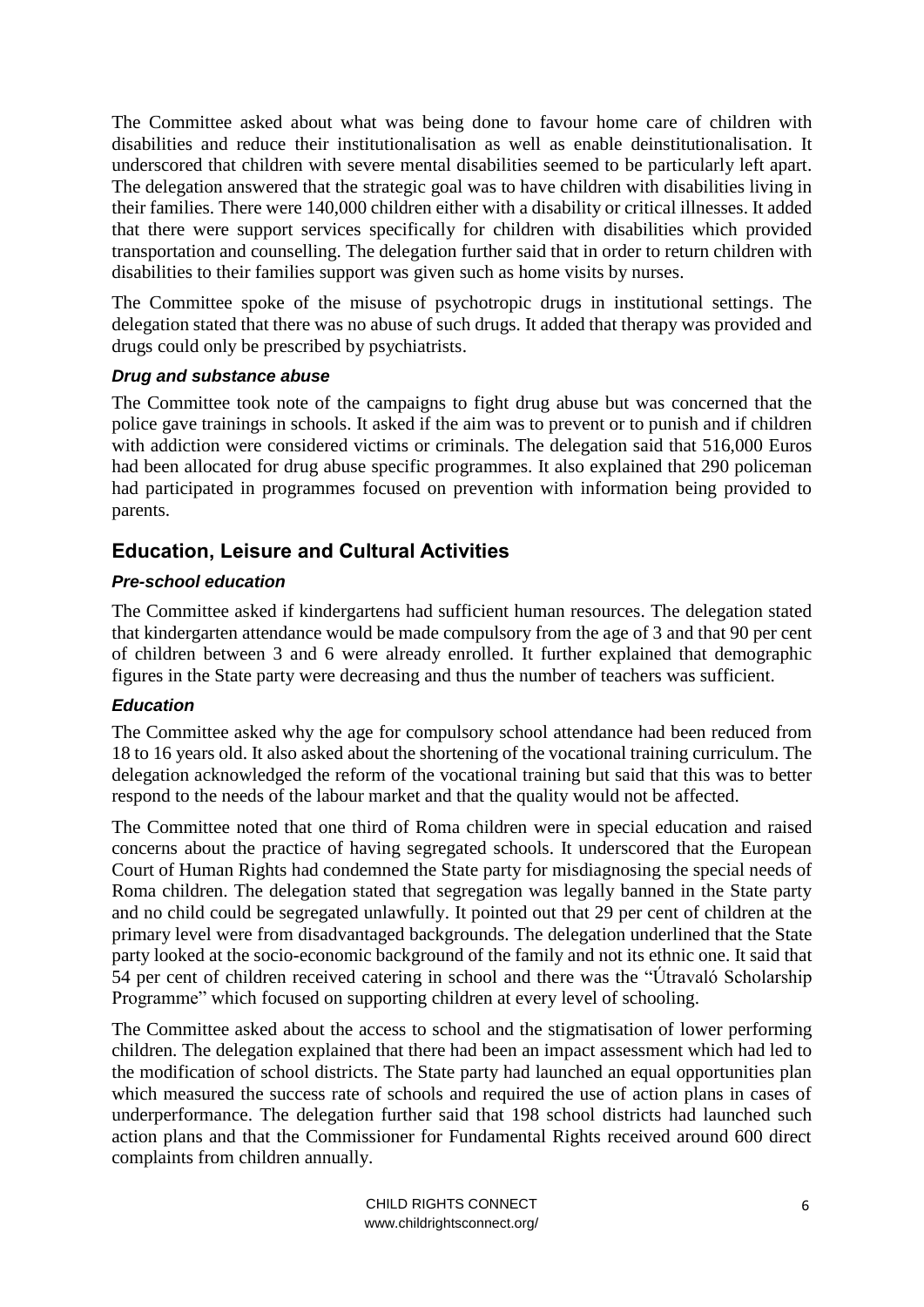The Committee asked about what was being done to favour home care of children with disabilities and reduce their institutionalisation as well as enable deinstitutionalisation. It underscored that children with severe mental disabilities seemed to be particularly left apart. The delegation answered that the strategic goal was to have children with disabilities living in their families. There were 140,000 children either with a disability or critical illnesses. It added that there were support services specifically for children with disabilities which provided transportation and counselling. The delegation further said that in order to return children with disabilities to their families support was given such as home visits by nurses.

The Committee spoke of the misuse of psychotropic drugs in institutional settings. The delegation stated that there was no abuse of such drugs. It added that therapy was provided and drugs could only be prescribed by psychiatrists.

#### *Drug and substance abuse*

The Committee took note of the campaigns to fight drug abuse but was concerned that the police gave trainings in schools. It asked if the aim was to prevent or to punish and if children with addiction were considered victims or criminals. The delegation said that 516,000 Euros had been allocated for drug abuse specific programmes. It also explained that 290 policeman had participated in programmes focused on prevention with information being provided to parents.

## Education, Leisure and Cultural Activities

#### *Pre-school education*

The Committee asked if kindergartens had sufficient human resources. The delegation stated that kindergarten attendance would be made compulsory from the age of 3 and that 90 per cent of children between 3 and 6 were already enrolled. It further explained that demographic figures in the State party were decreasing and thus the number of teachers was sufficient.

#### *Education*

The Committee asked why the age for compulsory school attendance had been reduced from 18 to 16 years old. It also asked about the shortening of the vocational training curriculum. The delegation acknowledged the reform of the vocational training but said that this was to better respond to the needs of the labour market and that the quality would not be affected.

The Committee noted that one third of Roma children were in special education and raised concerns about the practice of having segregated schools. It underscored that the European Court of Human Rights had condemned the State party for misdiagnosing the special needs of Roma children. The delegation stated that segregation was legally banned in the State party and no child could be segregated unlawfully. It pointed out that 29 per cent of children at the primary level were from disadvantaged backgrounds. The delegation underlined that the State party looked at the socio-economic background of the family and not its ethnic one. It said that 54 per cent of children received catering in school and there was the "Útravaló Scholarship Programme" which focused on supporting children at every level of schooling.

The Committee asked about the access to school and the stigmatisation of lower performing children. The delegation explained that there had been an impact assessment which had led to the modification of school districts. The State party had launched an equal opportunities plan which measured the success rate of schools and required the use of action plans in cases of underperformance. The delegation further said that 198 school districts had launched such action plans and that the Commissioner for Fundamental Rights received around 600 direct complaints from children annually.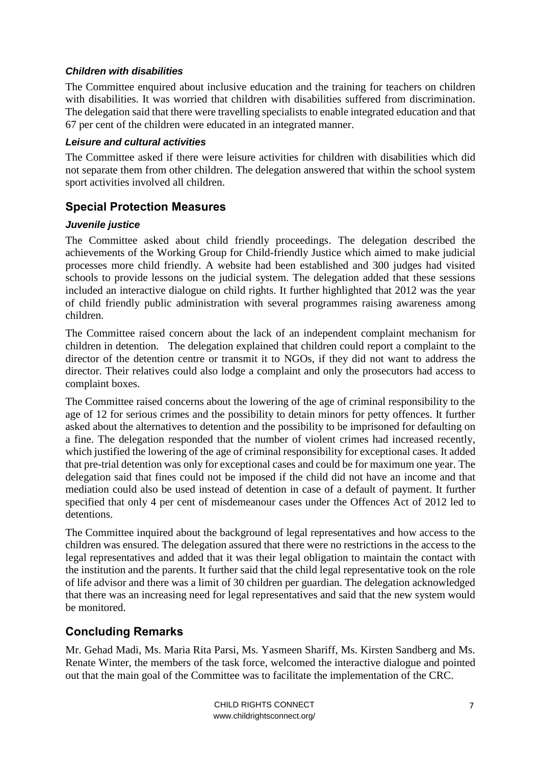### *Children with disabilities*

The Committee enquired about inclusive education and the training for teachers on children with disabilities. It was worried that children with disabilities suffered from discrimination. The delegation said that there were travelling specialists to enable integrated education and that 67 per cent of the children were educated in an integrated manner.

### *Leisure and cultural activities*

The Committee asked if there were leisure activities for children with disabilities which did not separate them from other children. The delegation answered that within the school system sport activities involved all children.

## Special Protection Measures

### *Juvenile justice*

The Committee asked about child friendly proceedings. The delegation described the achievements of the Working Group for Child-friendly Justice which aimed to make judicial processes more child friendly. A website had been established and 300 judges had visited schools to provide lessons on the judicial system. The delegation added that these sessions included an interactive dialogue on child rights. It further highlighted that 2012 was the year of child friendly public administration with several programmes raising awareness among children.

The Committee raised concern about the lack of an independent complaint mechanism for children in detention. The delegation explained that children could report a complaint to the director of the detention centre or transmit it to NGOs, if they did not want to address the director. Their relatives could also lodge a complaint and only the prosecutors had access to complaint boxes.

The Committee raised concerns about the lowering of the age of criminal responsibility to the age of 12 for serious crimes and the possibility to detain minors for petty offences. It further asked about the alternatives to detention and the possibility to be imprisoned for defaulting on a fine. The delegation responded that the number of violent crimes had increased recently, which justified the lowering of the age of criminal responsibility for exceptional cases. It added that pre-trial detention was only for exceptional cases and could be for maximum one year. The delegation said that fines could not be imposed if the child did not have an income and that mediation could also be used instead of detention in case of a default of payment. It further specified that only 4 per cent of misdemeanour cases under the Offences Act of 2012 led to detentions.

The Committee inquired about the background of legal representatives and how access to the children was ensured. The delegation assured that there were no restrictions in the access to the legal representatives and added that it was their legal obligation to maintain the contact with the institution and the parents. It further said that the child legal representative took on the role of life advisor and there was a limit of 30 children per guardian. The delegation acknowledged that there was an increasing need for legal representatives and said that the new system would be monitored.

## Concluding Remarks

Mr. Gehad Madi, Ms. Maria Rita Parsi, Ms. Yasmeen Shariff, Ms. Kirsten Sandberg and Ms. Renate Winter, the members of the task force, welcomed the interactive dialogue and pointed out that the main goal of the Committee was to facilitate the implementation of the CRC.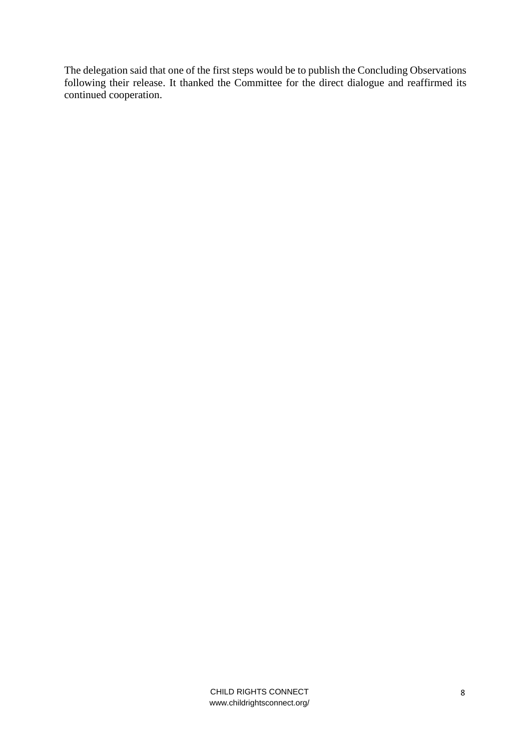The delegation said that one of the first steps would be to publish the Concluding Observations following their release. It thanked the Committee for the direct dialogue and reaffirmed its continued cooperation.